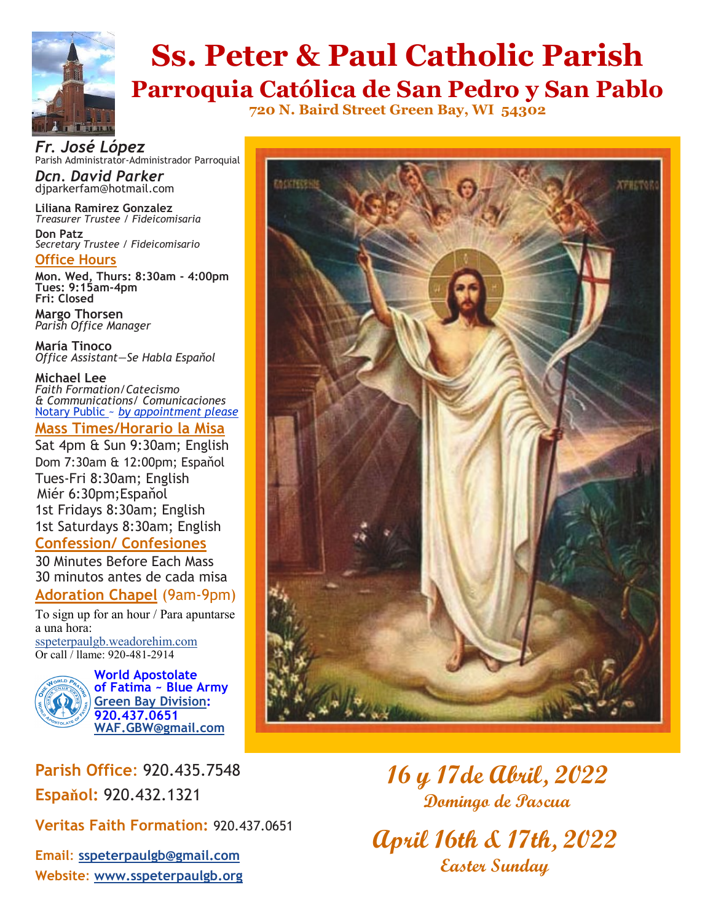# Ss. Peter & Paul Catholic Parish

## Parroquia Católica de San Pedro y San Pablo

**720 N. Baird Street Green Bay, WI 54302**

***Fr. José López***
Parish Administrator-Administrador Parroquial

***Dcn. David Parker***
djparkerfam@hotmail.com

**Liliana Ramirez Gonzalez**
*Treasurer Trustee / Fideicomisaria*

**Don Patz**
*Secretary Trustee / Fideicomisario*

### Office Hours

**Mon. Wed, Thurs: 8:30am - 4:00pm**
**Tues: 9:15am-4pm**
**Fri: Closed**

**Margo Thorsen**
*Parish Office Manager*

**María Tinoco**
*Office Assistant—Se Habla Español*

**Michael Lee**
*Faith Formation/Catecismo*
*& Communications/ Comunicaciones*
Notary Public ~ *by appointment please*

### Mass Times/Horario la Misa

Sat 4pm & Sun 9:30am; English
Dom 7:30am & 12:00pm; Español
Tues-Fri 8:30am; English
Miér 6:30pm;Español
1st Fridays 8:30am; English
1st Saturdays 8:30am; English

### Confession/ Confesiones

30 Minutes Before Each Mass
30 minutos antes de cada misa

### Adoration Chapel (9am-9pm)

To sign up for an hour / Para apuntarse a una hora:
sspeterpaulgb.weadorehim.com
Or call / llame: 920-481-2914

**World Apostolate of Fatima ~ Blue Army**
**Green Bay Division:**
**920.437.0651**
**WAF.GBW@gmail.com**

**Parish Office:** 920.435.7548
**Español:** 920.432.1321
**Veritas Faith Formation:** 920.437.0651
**Email:** sspeterpaulgb@gmail.com
**Website:** www.sspeterpaulgb.org

## 16 y 17 de Abril, 2022
### Domingo de Pascua

## April 16th & 17th, 2022
### Easter Sunday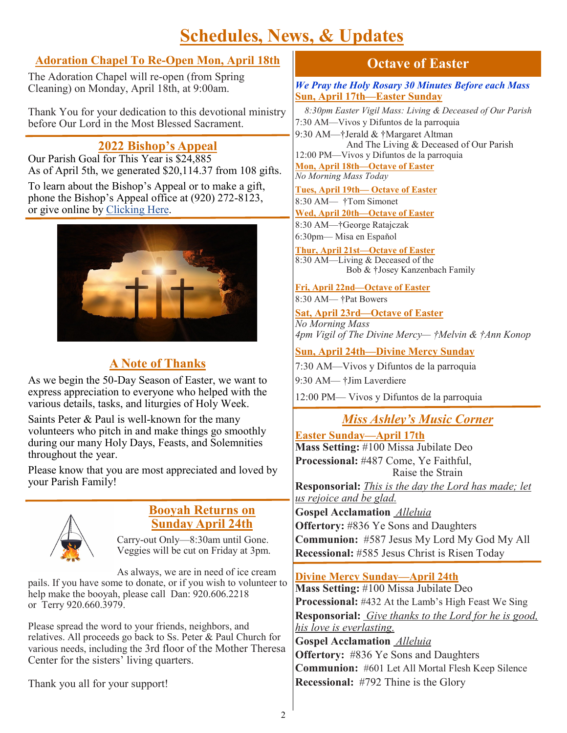# Schedules, News, & Updates

## Adoration Chapel To Re-Open Mon, April 18th

The Adoration Chapel will re-open (from Spring Cleaning) on Monday, April 18th, at 9:00am.

Thank You for your dedication to this devotional ministry before Our Lord in the Most Blessed Sacrament.

## 2022 Bishop's Appeal

Our Parish Goal for This Year is $24,885
As of April 5th, we generated $20,114.37 from 108 gifts.

To learn about the Bishop's Appeal or to make a gift, phone the Bishop's Appeal office at (920) 272-8123, or give online by Clicking Here.

## A Note of Thanks

As we begin the 50-Day Season of Easter, we want to express appreciation to everyone who helped with the various details, tasks, and liturgies of Holy Week.

Saints Peter & Paul is well-known for the many volunteers who pitch in and make things go smoothly during our many Holy Days, Feasts, and Solemnities throughout the year.

Please know that you are most appreciated and loved by your Parish Family!

## Booyah Returns on Sunday April 24th

Carry-out Only—8:30am until Gone.
Veggies will be cut on Friday at 3pm.

As always, we are in need of ice cream pails. If you have some to donate, or if you wish to volunteer to help make the booyah, please call Dan: 920.606.2218 or Terry 920.660.3979.

Please spread the word to your friends, neighbors, and relatives. All proceeds go back to Ss. Peter & Paul Church for various needs, including the 3rd floor of the Mother Theresa Center for the sisters' living quarters.

Thank you all for your support!

## Octave of Easter

***We Pray the Holy Rosary 30 Minutes Before each Mass***

**Sun, April 17th—Easter Sunday**

*8:30pm Easter Vigil Mass: Living & Deceased of Our Parish*
7:30 AM—Vivos y Difuntos de la parroquia
9:30 AM—†Jerald & †Margaret Altman And The Living & Deceased of Our Parish
12:00 PM—Vivos y Difuntos de la parroquia

**Mon, April 18th—Octave of Easter**
*No Morning Mass Today*

**Tues, April 19th— Octave of Easter**
8:30 AM— †Tom Simonet

**Wed, April 20th—Octave of Easter**
8:30 AM—†George Ratajczak
6:30pm— Misa en Espaňol

**Thur, April 21st—Octave of Easter**
8:30 AM—Living & Deceased of the Bob & †Josey Kanzenbach Family

**Fri, April 22nd—Octave of Easter**
8:30 AM— †Pat Bowers

**Sat, April 23rd—Octave of Easter**
*No Morning Mass*
*4pm Vigil of The Divine Mercy— †Melvin & †Ann Konop*

**Sun, April 24th—Divine Mercy Sunday**
7:30 AM—Vivos y Difuntos de la parroquia
9:30 AM— †Jim Laverdiere
12:00 PM— Vivos y Difuntos de la parroquia

## *Miss Ashley's Music Corner*

**Easter Sunday—April 17th**
**Mass Setting:** #100 Missa Jubilate Deo
**Processional:** #487 Come, Ye Faithful, Raise the Strain
**Responsorial:** *This is the day the Lord has made; let us rejoice and be glad.*
**Gospel Acclamation** *Alleluia*
**Offertory:** #836 Ye Sons and Daughters
**Communion:** #587 Jesus My Lord My God My All
**Recessional:** #585 Jesus Christ is Risen Today

**Divine Mercy Sunday—April 24th**
**Mass Setting:** #100 Missa Jubilate Deo
**Processional:** #432 At the Lamb's High Feast We Sing
**Responsorial:** *Give thanks to the Lord for he is good, his love is everlasting.*
**Gospel Acclamation** *Alleluia*
**Offertory:** #836 Ye Sons and Daughters
**Communion:** #601 Let All Mortal Flesh Keep Silence
**Recessional:** #792 Thine is the Glory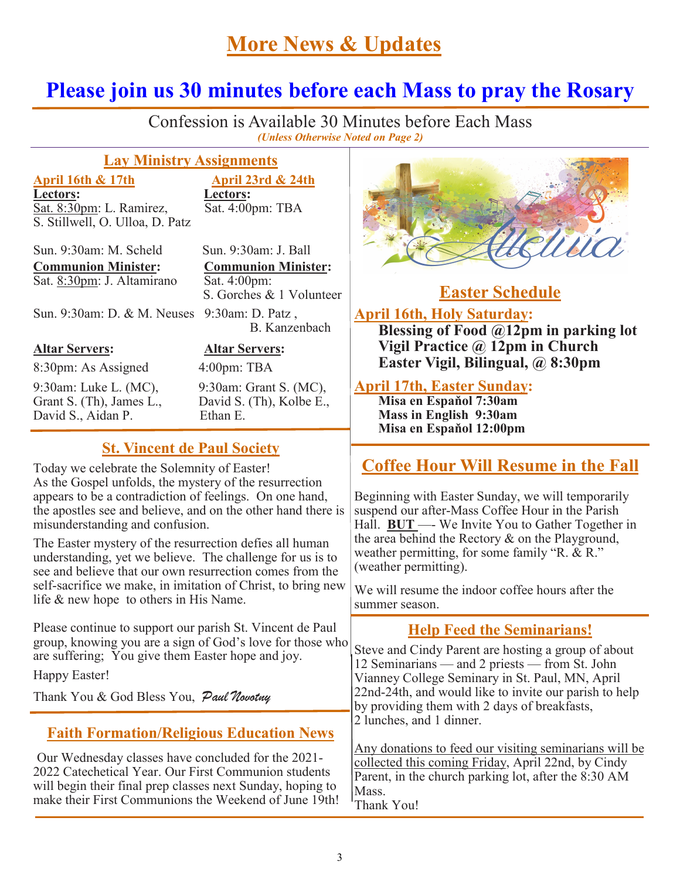# More News & Updates

## Please join us 30 minutes before each Mass to pray the Rosary

Confession is Available 30 Minutes before Each Mass

***(Unless Otherwise Noted on Page 2)***

### Lay Ministry Assignments

| April 16th & 17th | April 23rd & 24th |
|---|---|
| **Lectors:** | **Lectors:** |
| Sat. 8:30pm: L. Ramirez, S. Stillwell, O. Ulloa, D. Patz | Sat. 4:00pm: TBA |
| Sun. 9:30am: M. Scheld | Sun. 9:30am: J. Ball |
| **Communion Minister:** | **Communion Minister:** |
| Sat. 8:30pm: J. Altamirano | Sat. 4:00pm: S. Gorches & 1 Volunteer |
| Sun. 9:30am: D. & M. Neuses | 9:30am: D. Patz , B. Kanzenbach |
| **Altar Servers:** | **Altar Servers:** |
| 8:30pm: As Assigned | 4:00pm: TBA |
| 9:30am: Luke L. (MC), Grant S. (Th), James L., David S., Aidan P. | 9:30am: Grant S. (MC), David S. (Th), Kolbe E., Ethan E. |

### St. Vincent de Paul Society

Today we celebrate the Solemnity of Easter! As the Gospel unfolds, the mystery of the resurrection appears to be a contradiction of feelings. On one hand, the apostles see and believe, and on the other hand there is misunderstanding and confusion.

The Easter mystery of the resurrection defies all human understanding, yet we believe. The challenge for us is to see and believe that our own resurrection comes from the self-sacrifice we make, in imitation of Christ, to bring new life & new hope to others in His Name.

Please continue to support our parish St. Vincent de Paul group, knowing you are a sign of God's love for those who are suffering; You give them Easter hope and joy.

Happy Easter!

Thank You & God Bless You, *Paul Novotny*

### Faith Formation/Religious Education News

Our Wednesday classes have concluded for the 2021-2022 Catechetical Year. Our First Communion students will begin their final prep classes next Sunday, hoping to make their First Communions the Weekend of June 19th!

### Easter Schedule

**April 16th, Holy Saturday:**

**Blessing of Food @12pm in parking lot**
**Vigil Practice @ 12pm in Church**
**Easter Vigil, Bilingual, @ 8:30pm**

**April 17th, Easter Sunday:**

**Misa en Espaňol 7:30am**
**Mass in English 9:30am**
**Misa en Espaňol 12:00pm**

### Coffee Hour Will Resume in the Fall

Beginning with Easter Sunday, we will temporarily suspend our after-Mass Coffee Hour in the Parish Hall. **BUT** —- We Invite You to Gather Together in the area behind the Rectory & on the Playground, weather permitting, for some family "R. & R." (weather permitting).

We will resume the indoor coffee hours after the summer season.

### Help Feed the Seminarians!

Steve and Cindy Parent are hosting a group of about 12 Seminarians — and 2 priests — from St. John Vianney College Seminary in St. Paul, MN, April 22nd-24th, and would like to invite our parish to help by providing them with 2 days of breakfasts, 2 lunches, and 1 dinner.

Any donations to feed our visiting seminarians will be collected this coming Friday, April 22nd, by Cindy Parent, in the church parking lot, after the 8:30 AM Mass.

Thank You!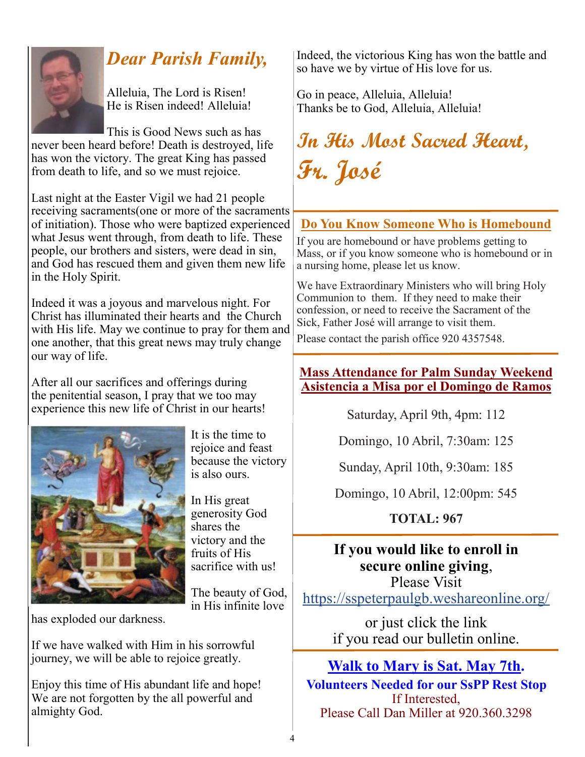## *Dear Parish Family,*

Alleluia, The Lord is Risen!
He is Risen indeed! Alleluia!

This is Good News such as has never been heard before! Death is destroyed, life has won the victory. The great King has passed from death to life, and so we must rejoice.

Last night at the Easter Vigil we had 21 people receiving sacraments(one or more of the sacraments of initiation). Those who were baptized experienced what Jesus went through, from death to life. These people, our brothers and sisters, were dead in sin, and God has rescued them and given them new life in the Holy Spirit.

Indeed it was a joyous and marvelous night. For Christ has illuminated their hearts and the Church with His life. May we continue to pray for them and one another, that this great news may truly change our way of life.

After all our sacrifices and offerings during the penitential season, I pray that we too may experience this new life of Christ in our hearts!

It is the time to rejoice and feast because the victory is also ours.

In His great generosity God shares the victory and the fruits of His sacrifice with us!

The beauty of God, in His infinite love has exploded our darkness.

If we have walked with Him in his sorrowful journey, we will be able to rejoice greatly.

Enjoy this time of His abundant life and hope! We are not forgotten by the all powerful and almighty God.

Indeed, the victorious King has won the battle and so have we by virtue of His love for us.

Go in peace, Alleluia, Alleluia!
Thanks be to God, Alleluia, Alleluia!

*In His Most Sacred Heart,*
*Fr. José*

---

## Do You Know Someone Who is Homebound

If you are homebound or have problems getting to Mass, or if you know someone who is homebound or in a nursing home, please let us know.

We have Extraordinary Ministers who will bring Holy Communion to them. If they need to make their confession, or need to receive the Sacrament of the Sick, Father José will arrange to visit them.

Please contact the parish office 920 4357548.

---

## Mass Attendance for Palm Sunday Weekend
## Asistencia a Misa por el Domingo de Ramos

Saturday, April 9th, 4pm: 112

Domingo, 10 Abril, 7:30am: 125

Sunday, April 10th, 9:30am: 185

Domingo, 10 Abril, 12:00pm: 545

**TOTAL: 967**

---

**If you would like to enroll in secure online giving**,
Please Visit
https://sspeterpaulgb.weshareonline.org/

or just click the link
if you read our bulletin online.

---

**Walk to Mary is Sat. May 7th.**

**Volunteers Needed for our SsPP Rest Stop**
If Interested,
Please Call Dan Miller at 920.360.3298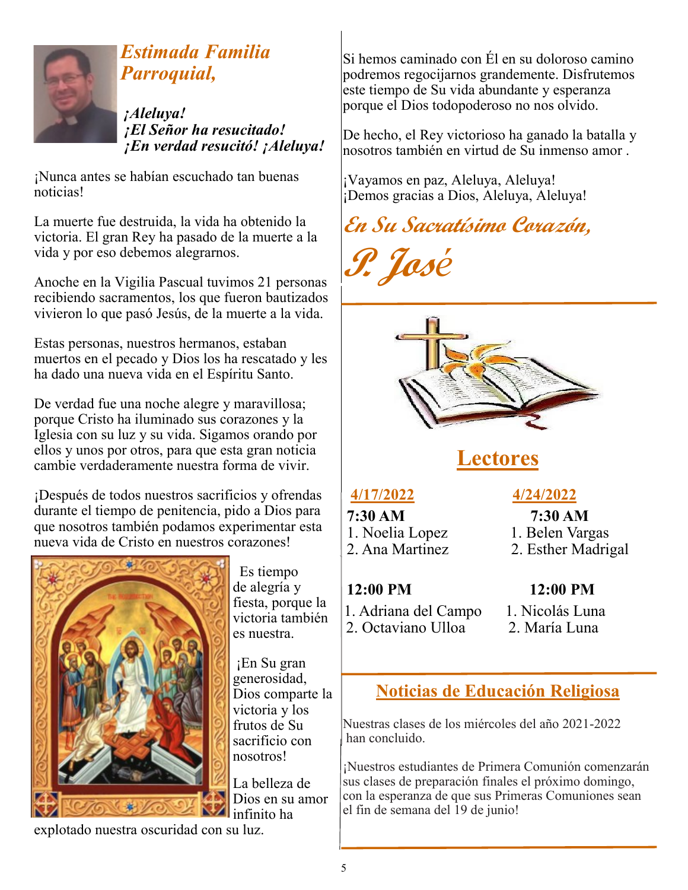## *Estimada Familia Parroquial,*

***¡Aleluya!***
***¡El Señor ha resucitado!***
***¡En verdad resucitó! ¡Aleluya!***

¡Nunca antes se habían escuchado tan buenas noticias!

La muerte fue destruida, la vida ha obtenido la victoria. El gran Rey ha pasado de la muerte a la vida y por eso debemos alegrarnos.

Anoche en la Vigilia Pascual tuvimos 21 personas recibiendo sacramentos, los que fueron bautizados vivieron lo que pasó Jesús, de la muerte a la vida.

Estas personas, nuestros hermanos, estaban muertos en el pecado y Dios los ha rescatado y les ha dado una nueva vida en el Espíritu Santo.

De verdad fue una noche alegre y maravillosa; porque Cristo ha iluminado sus corazones y la Iglesia con su luz y su vida. Sigamos orando por ellos y unos por otros, para que esta gran noticia cambie verdaderamente nuestra forma de vivir.

¡Después de todos nuestros sacrificios y ofrendas durante el tiempo de penitencia, pido a Dios para que nosotros también podamos experimentar esta nueva vida de Cristo en nuestros corazones!

Es tiempo de alegría y fiesta, porque la victoria también es nuestra.

¡En Su gran generosidad, Dios comparte la victoria y los frutos de Su sacrificio con nosotros!

La belleza de Dios en su amor infinito ha explotado nuestra oscuridad con su luz.

Si hemos caminado con Él en su doloroso camino podremos regocijarnos grandemente. Disfrutemos este tiempo de Su vida abundante y esperanza porque el Dios todopoderoso no nos olvido.

De hecho, el Rey victorioso ha ganado la batalla y nosotros también en virtud de Su inmenso amor .

¡Vayamos en paz, Aleluya, Aleluya!
¡Demos gracias a Dios, Aleluya, Aleluya!

*En Su Sacratísimo Corazón,*

*P. José*

## Lectores

| 4/17/2022 | 4/24/2022 |
|---|---|
| **7:30 AM** | **7:30 AM** |
| 1. Noelia Lopez | 1. Belen Vargas |
| 2. Ana Martinez | 2. Esther Madrigal |
| **12:00 PM** | **12:00 PM** |
| 1. Adriana del Campo | 1. Nicolás Luna |
| 2. Octaviano Ulloa | 2. María Luna |

## Noticias de Educación Religiosa

Nuestras clases de los miércoles del año 2021-2022 han concluido.

¡Nuestros estudiantes de Primera Comunión comenzarán sus clases de preparación finales el próximo domingo, con la esperanza de que sus Primeras Comuniones sean el fin de semana del 19 de junio!